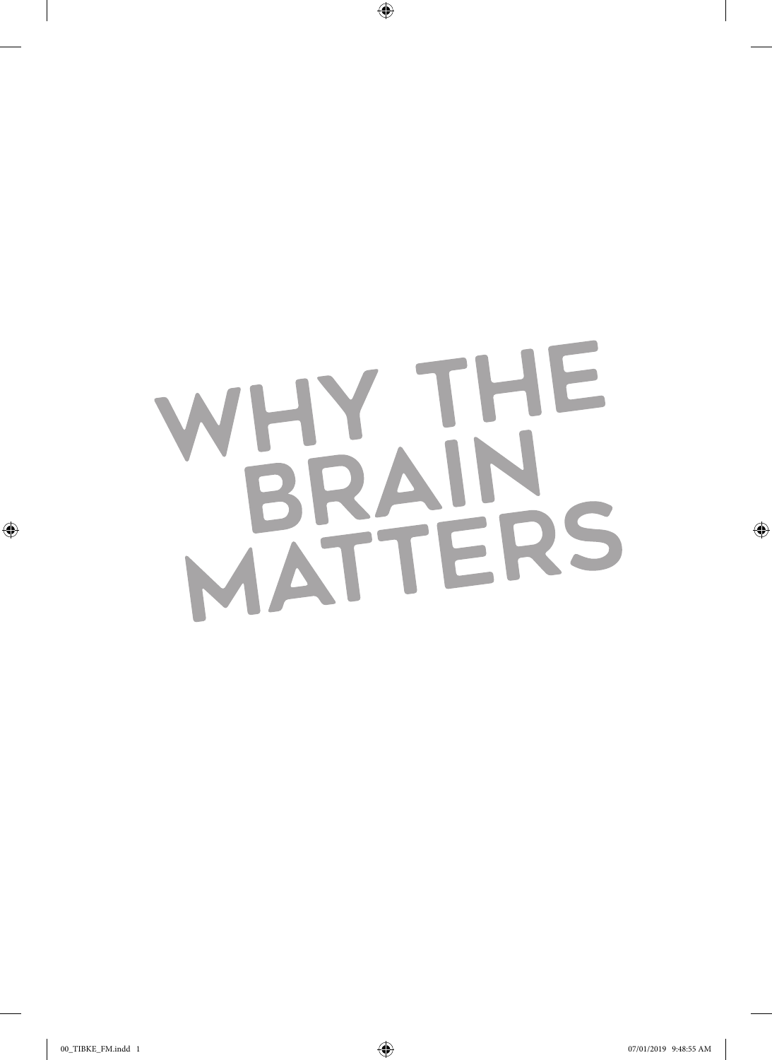# WHY THE BRAIN MATTERS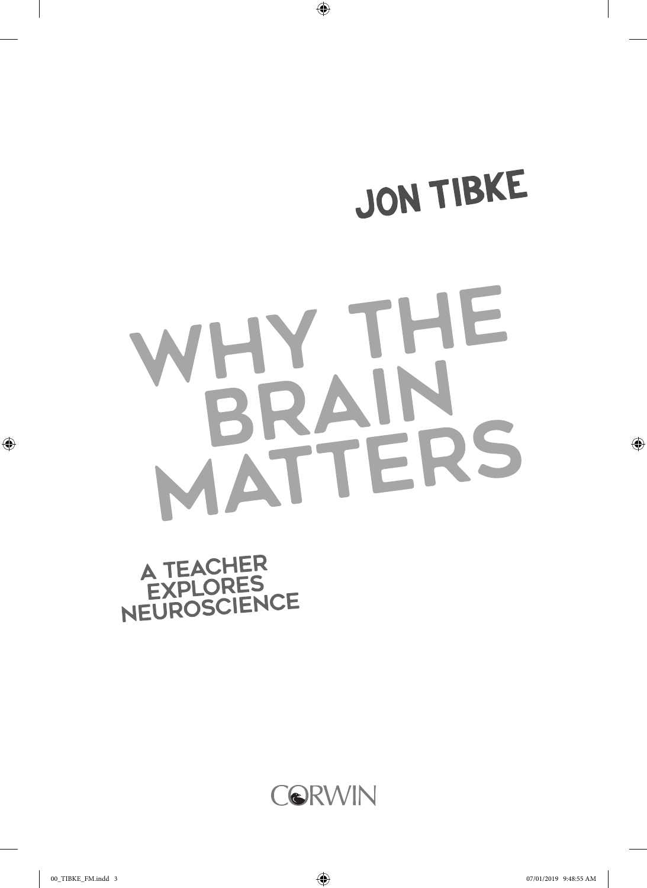JON TIBKE

# WHY THE BRAIN MATTERS

## A TEACHER EXPLORES NEUROSCIENCE

CORWIN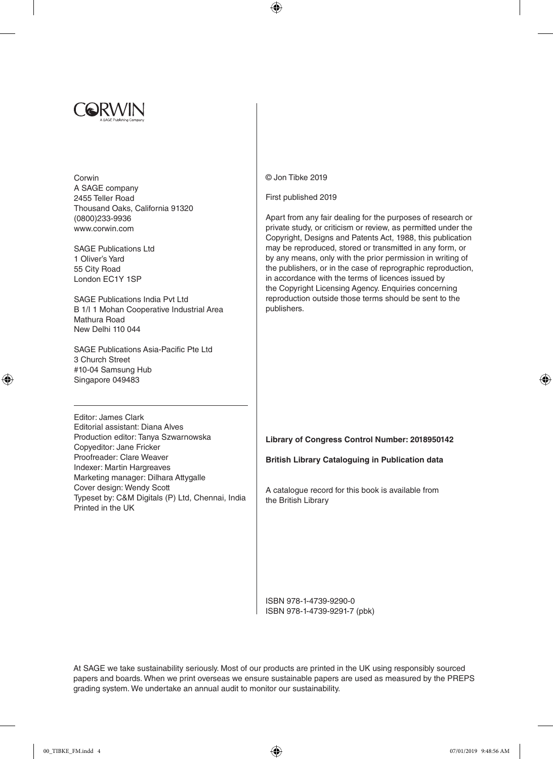CORWIN
A SAGE Publishing Company

Corwin
A SAGE company
2455 Teller Road
Thousand Oaks, California 91320
(0800)233-9936
www.corwin.com

SAGE Publications Ltd
1 Oliver's Yard
55 City Road
London EC1Y 1SP

SAGE Publications India Pvt Ltd
B 1/I 1 Mohan Cooperative Industrial Area
Mathura Road
New Delhi 110 044

SAGE Publications Asia-Pacific Pte Ltd
3 Church Street
#10-04 Samsung Hub
Singapore 049483

---

Editor: James Clark
Editorial assistant: Diana Alves
Production editor: Tanya Szwarnowska
Copyeditor: Jane Fricker
Proofreader: Clare Weaver
Indexer: Martin Hargreaves
Marketing manager: Dilhara Attygalle
Cover design: Wendy Scott
Typeset by: C&M Digitals (P) Ltd, Chennai, India
Printed in the UK

© Jon Tibke 2019

First published 2019

Apart from any fair dealing for the purposes of research or private study, or criticism or review, as permitted under the Copyright, Designs and Patents Act, 1988, this publication may be reproduced, stored or transmitted in any form, or by any means, only with the prior permission in writing of the publishers, or in the case of reprographic reproduction, in accordance with the terms of licences issued by the Copyright Licensing Agency. Enquiries concerning reproduction outside those terms should be sent to the publishers.

**Library of Congress Control Number: 2018950142**

**British Library Cataloguing in Publication data**

A catalogue record for this book is available from the British Library

ISBN 978-1-4739-9290-0
ISBN 978-1-4739-9291-7 (pbk)

At SAGE we take sustainability seriously. Most of our products are printed in the UK using responsibly sourced papers and boards. When we print overseas we ensure sustainable papers are used as measured by the PREPS grading system. We undertake an annual audit to monitor our sustainability.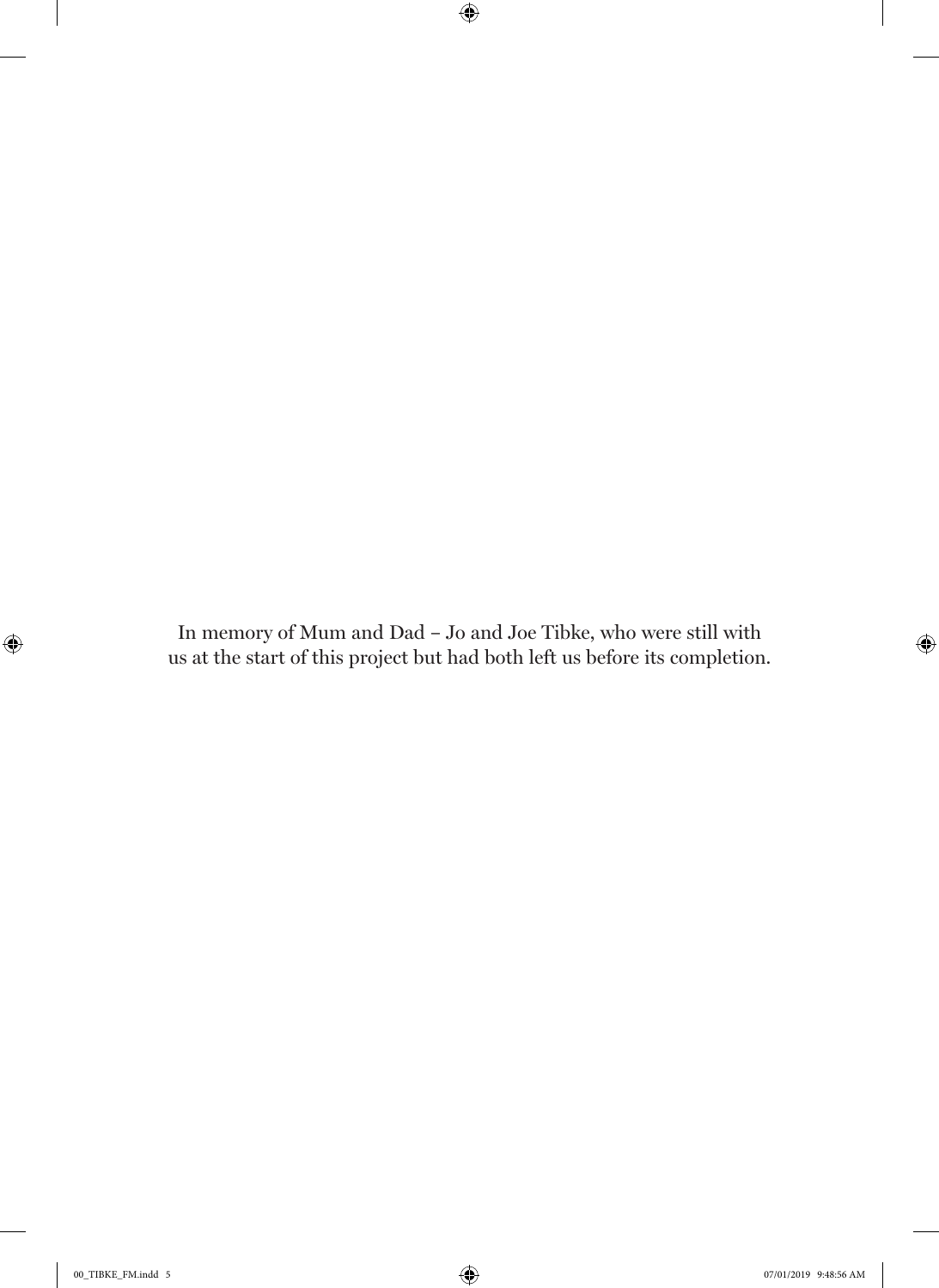In memory of Mum and Dad – Jo and Joe Tibke, who were still with us at the start of this project but had both left us before its completion.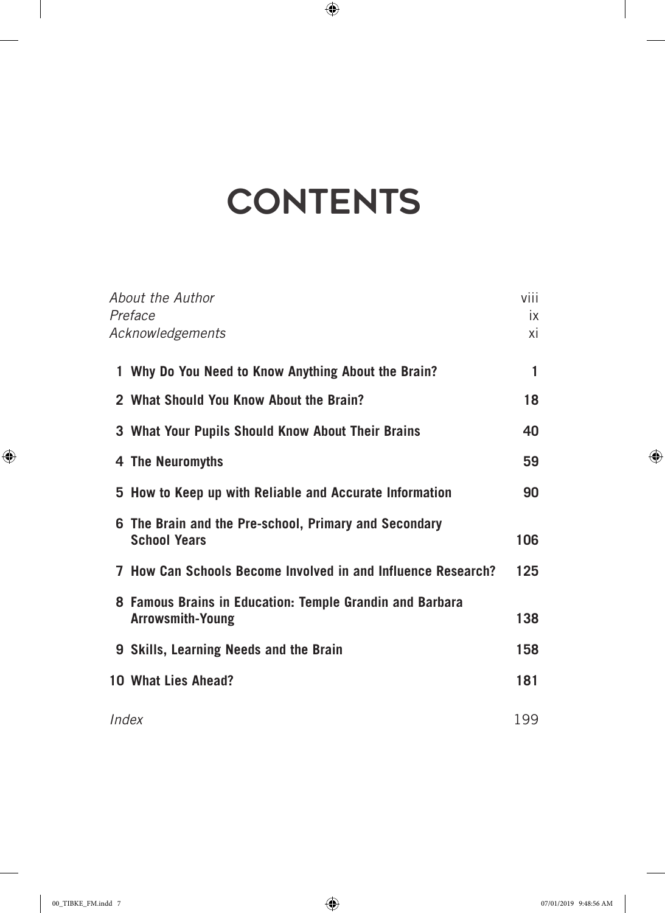# CONTENTS

| | |
|---|---|
| *About the Author* | viii |
| *Preface* | ix |
| *Acknowledgements* | xi |
| **1 Why Do You Need to Know Anything About the Brain?** | **1** |
| **2 What Should You Know About the Brain?** | **18** |
| **3 What Your Pupils Should Know About Their Brains** | **40** |
| **4 The Neuromyths** | **59** |
| **5 How to Keep up with Reliable and Accurate Information** | **90** |
| **6 The Brain and the Pre-school, Primary and Secondary School Years** | **106** |
| **7 How Can Schools Become Involved in and Influence Research?** | **125** |
| **8 Famous Brains in Education: Temple Grandin and Barbara Arrowsmith-Young** | **138** |
| **9 Skills, Learning Needs and the Brain** | **158** |
| **10 What Lies Ahead?** | **181** |
| *Index* | 199 |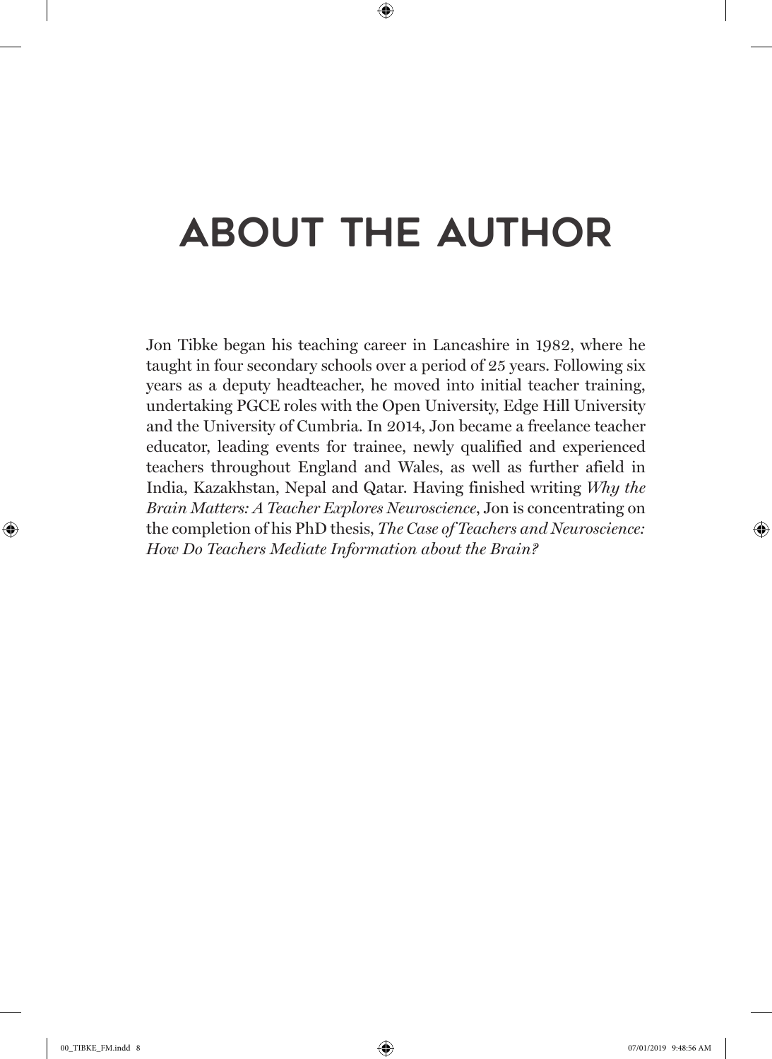# ABOUT THE AUTHOR

Jon Tibke began his teaching career in Lancashire in 1982, where he taught in four secondary schools over a period of 25 years. Following six years as a deputy headteacher, he moved into initial teacher training, undertaking PGCE roles with the Open University, Edge Hill University and the University of Cumbria. In 2014, Jon became a freelance teacher educator, leading events for trainee, newly qualified and experienced teachers throughout England and Wales, as well as further afield in India, Kazakhstan, Nepal and Qatar. Having finished writing *Why the Brain Matters: A Teacher Explores Neuroscience*, Jon is concentrating on the completion of his PhD thesis, *The Case of Teachers and Neuroscience: How Do Teachers Mediate Information about the Brain?*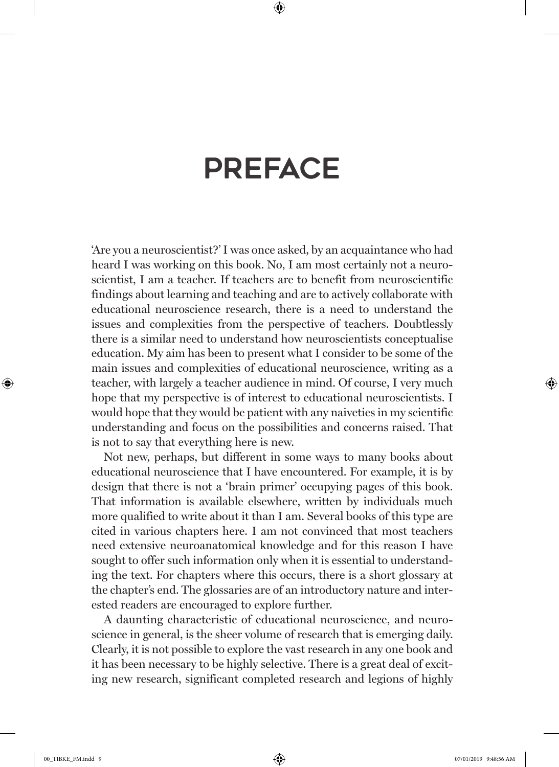# PREFACE

'Are you a neuroscientist?' I was once asked, by an acquaintance who had heard I was working on this book. No, I am most certainly not a neuroscientist, I am a teacher. If teachers are to benefit from neuroscientific findings about learning and teaching and are to actively collaborate with educational neuroscience research, there is a need to understand the issues and complexities from the perspective of teachers. Doubtlessly there is a similar need to understand how neuroscientists conceptualise education. My aim has been to present what I consider to be some of the main issues and complexities of educational neuroscience, writing as a teacher, with largely a teacher audience in mind. Of course, I very much hope that my perspective is of interest to educational neuroscientists. I would hope that they would be patient with any naiveties in my scientific understanding and focus on the possibilities and concerns raised. That is not to say that everything here is new.

Not new, perhaps, but different in some ways to many books about educational neuroscience that I have encountered. For example, it is by design that there is not a 'brain primer' occupying pages of this book. That information is available elsewhere, written by individuals much more qualified to write about it than I am. Several books of this type are cited in various chapters here. I am not convinced that most teachers need extensive neuroanatomical knowledge and for this reason I have sought to offer such information only when it is essential to understanding the text. For chapters where this occurs, there is a short glossary at the chapter's end. The glossaries are of an introductory nature and interested readers are encouraged to explore further.

A daunting characteristic of educational neuroscience, and neuroscience in general, is the sheer volume of research that is emerging daily. Clearly, it is not possible to explore the vast research in any one book and it has been necessary to be highly selective. There is a great deal of exciting new research, significant completed research and legions of highly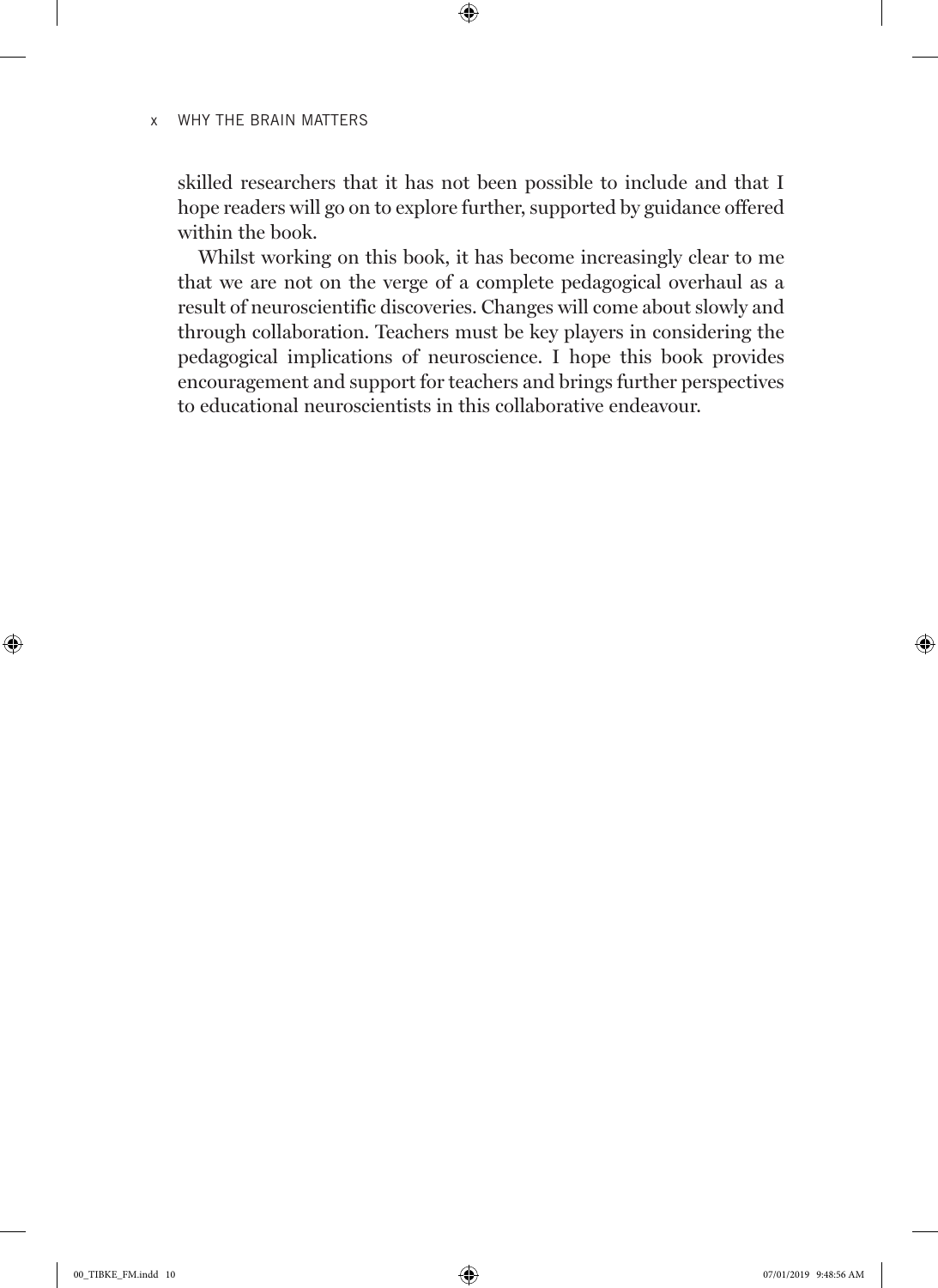skilled researchers that it has not been possible to include and that I hope readers will go on to explore further, supported by guidance offered within the book.

Whilst working on this book, it has become increasingly clear to me that we are not on the verge of a complete pedagogical overhaul as a result of neuroscientific discoveries. Changes will come about slowly and through collaboration. Teachers must be key players in considering the pedagogical implications of neuroscience. I hope this book provides encouragement and support for teachers and brings further perspectives to educational neuroscientists in this collaborative endeavour.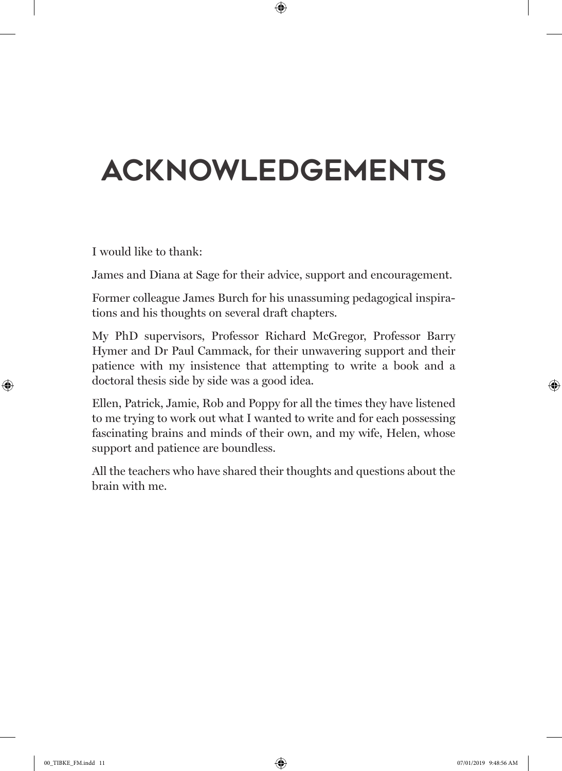# ACKNOWLEDGEMENTS

I would like to thank:

James and Diana at Sage for their advice, support and encouragement.

Former colleague James Burch for his unassuming pedagogical inspirations and his thoughts on several draft chapters.

My PhD supervisors, Professor Richard McGregor, Professor Barry Hymer and Dr Paul Cammack, for their unwavering support and their patience with my insistence that attempting to write a book and a doctoral thesis side by side was a good idea.

Ellen, Patrick, Jamie, Rob and Poppy for all the times they have listened to me trying to work out what I wanted to write and for each possessing fascinating brains and minds of their own, and my wife, Helen, whose support and patience are boundless.

All the teachers who have shared their thoughts and questions about the brain with me.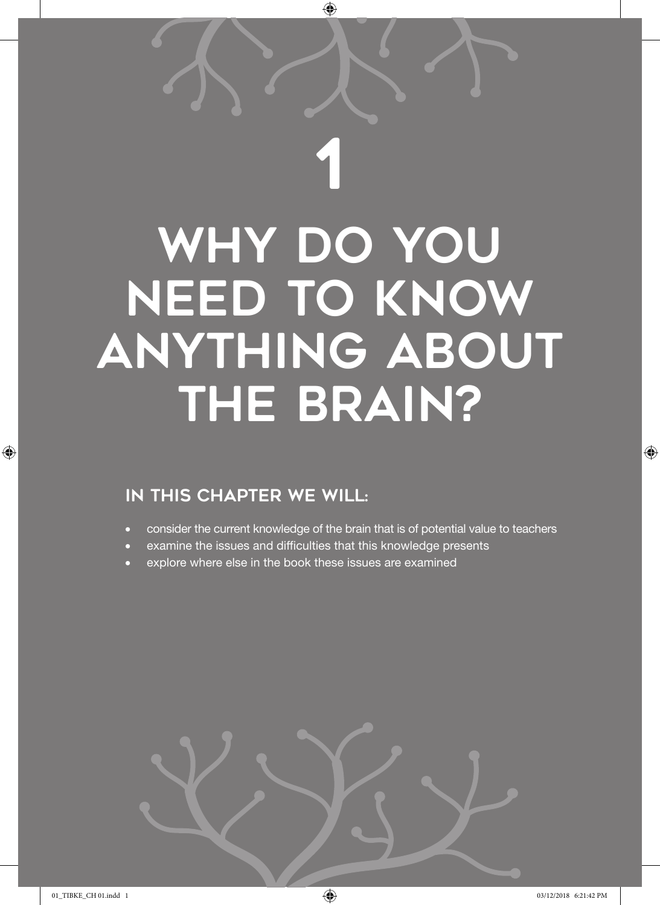# 1

# WHY DO YOU NEED TO KNOW ANYTHING ABOUT THE BRAIN?

## IN THIS CHAPTER WE WILL:

- consider the current knowledge of the brain that is of potential value to teachers
- examine the issues and difficulties that this knowledge presents
- explore where else in the book these issues are examined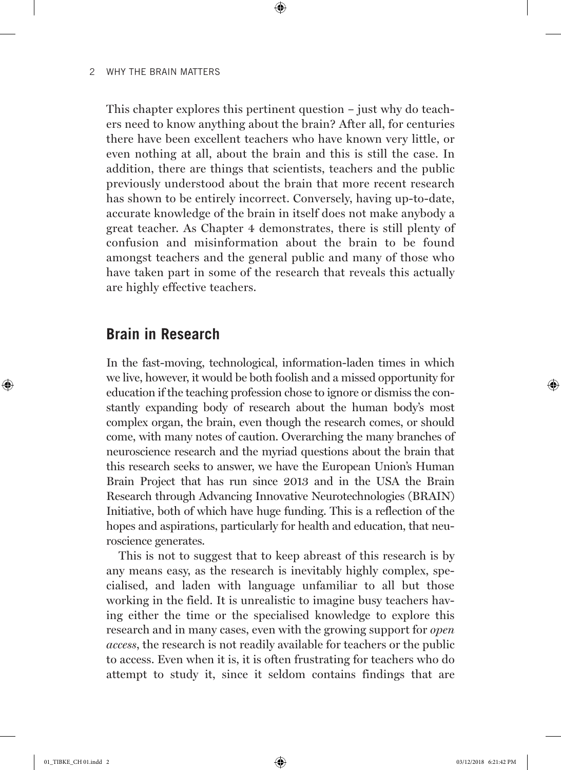This chapter explores this pertinent question – just why do teachers need to know anything about the brain? After all, for centuries there have been excellent teachers who have known very little, or even nothing at all, about the brain and this is still the case. In addition, there are things that scientists, teachers and the public previously understood about the brain that more recent research has shown to be entirely incorrect. Conversely, having up-to-date, accurate knowledge of the brain in itself does not make anybody a great teacher. As Chapter 4 demonstrates, there is still plenty of confusion and misinformation about the brain to be found amongst teachers and the general public and many of those who have taken part in some of the research that reveals this actually are highly effective teachers.

## Brain in Research

In the fast-moving, technological, information-laden times in which we live, however, it would be both foolish and a missed opportunity for education if the teaching profession chose to ignore or dismiss the constantly expanding body of research about the human body's most complex organ, the brain, even though the research comes, or should come, with many notes of caution. Overarching the many branches of neuroscience research and the myriad questions about the brain that this research seeks to answer, we have the European Union's Human Brain Project that has run since 2013 and in the USA the Brain Research through Advancing Innovative Neurotechnologies (BRAIN) Initiative, both of which have huge funding. This is a reflection of the hopes and aspirations, particularly for health and education, that neuroscience generates.

This is not to suggest that to keep abreast of this research is by any means easy, as the research is inevitably highly complex, specialised, and laden with language unfamiliar to all but those working in the field. It is unrealistic to imagine busy teachers having either the time or the specialised knowledge to explore this research and in many cases, even with the growing support for *open access*, the research is not readily available for teachers or the public to access. Even when it is, it is often frustrating for teachers who do attempt to study it, since it seldom contains findings that are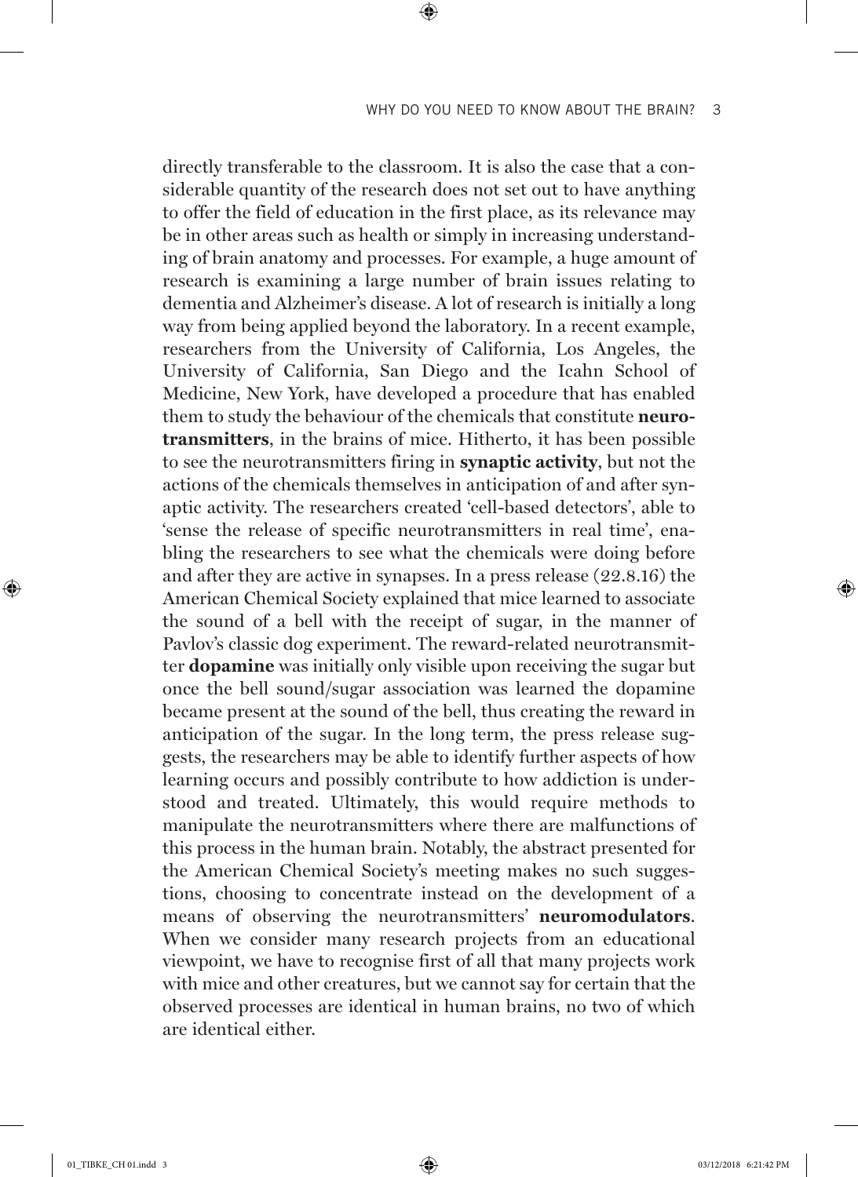directly transferable to the classroom. It is also the case that a considerable quantity of the research does not set out to have anything to offer the field of education in the first place, as its relevance may be in other areas such as health or simply in increasing understanding of brain anatomy and processes. For example, a huge amount of research is examining a large number of brain issues relating to dementia and Alzheimer's disease. A lot of research is initially a long way from being applied beyond the laboratory. In a recent example, researchers from the University of California, Los Angeles, the University of California, San Diego and the Icahn School of Medicine, New York, have developed a procedure that has enabled them to study the behaviour of the chemicals that constitute **neurotransmitters**, in the brains of mice. Hitherto, it has been possible to see the neurotransmitters firing in **synaptic activity**, but not the actions of the chemicals themselves in anticipation of and after synaptic activity. The researchers created 'cell-based detectors', able to 'sense the release of specific neurotransmitters in real time', enabling the researchers to see what the chemicals were doing before and after they are active in synapses. In a press release (22.8.16) the American Chemical Society explained that mice learned to associate the sound of a bell with the receipt of sugar, in the manner of Pavlov's classic dog experiment. The reward-related neurotransmitter **dopamine** was initially only visible upon receiving the sugar but once the bell sound/sugar association was learned the dopamine became present at the sound of the bell, thus creating the reward in anticipation of the sugar. In the long term, the press release suggests, the researchers may be able to identify further aspects of how learning occurs and possibly contribute to how addiction is understood and treated. Ultimately, this would require methods to manipulate the neurotransmitters where there are malfunctions of this process in the human brain. Notably, the abstract presented for the American Chemical Society's meeting makes no such suggestions, choosing to concentrate instead on the development of a means of observing the neurotransmitters' **neuromodulators**. When we consider many research projects from an educational viewpoint, we have to recognise first of all that many projects work with mice and other creatures, but we cannot say for certain that the observed processes are identical in human brains, no two of which are identical either.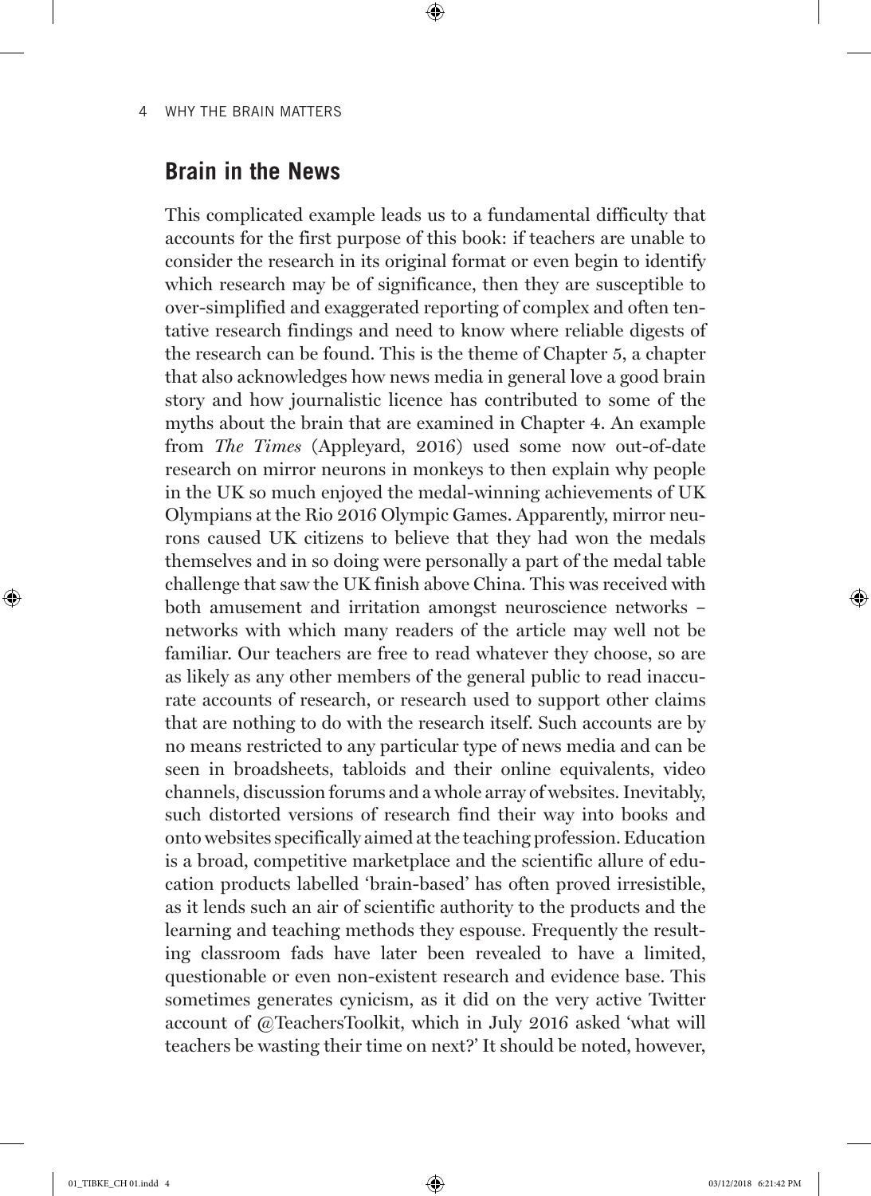## Brain in the News

This complicated example leads us to a fundamental difficulty that accounts for the first purpose of this book: if teachers are unable to consider the research in its original format or even begin to identify which research may be of significance, then they are susceptible to over-simplified and exaggerated reporting of complex and often tentative research findings and need to know where reliable digests of the research can be found. This is the theme of Chapter 5, a chapter that also acknowledges how news media in general love a good brain story and how journalistic licence has contributed to some of the myths about the brain that are examined in Chapter 4. An example from *The Times* (Appleyard, 2016) used some now out-of-date research on mirror neurons in monkeys to then explain why people in the UK so much enjoyed the medal-winning achievements of UK Olympians at the Rio 2016 Olympic Games. Apparently, mirror neurons caused UK citizens to believe that they had won the medals themselves and in so doing were personally a part of the medal table challenge that saw the UK finish above China. This was received with both amusement and irritation amongst neuroscience networks – networks with which many readers of the article may well not be familiar. Our teachers are free to read whatever they choose, so are as likely as any other members of the general public to read inaccurate accounts of research, or research used to support other claims that are nothing to do with the research itself. Such accounts are by no means restricted to any particular type of news media and can be seen in broadsheets, tabloids and their online equivalents, video channels, discussion forums and a whole array of websites. Inevitably, such distorted versions of research find their way into books and onto websites specifically aimed at the teaching profession. Education is a broad, competitive marketplace and the scientific allure of education products labelled 'brain-based' has often proved irresistible, as it lends such an air of scientific authority to the products and the learning and teaching methods they espouse. Frequently the resulting classroom fads have later been revealed to have a limited, questionable or even non-existent research and evidence base. This sometimes generates cynicism, as it did on the very active Twitter account of @TeachersToolkit, which in July 2016 asked 'what will teachers be wasting their time on next?' It should be noted, however,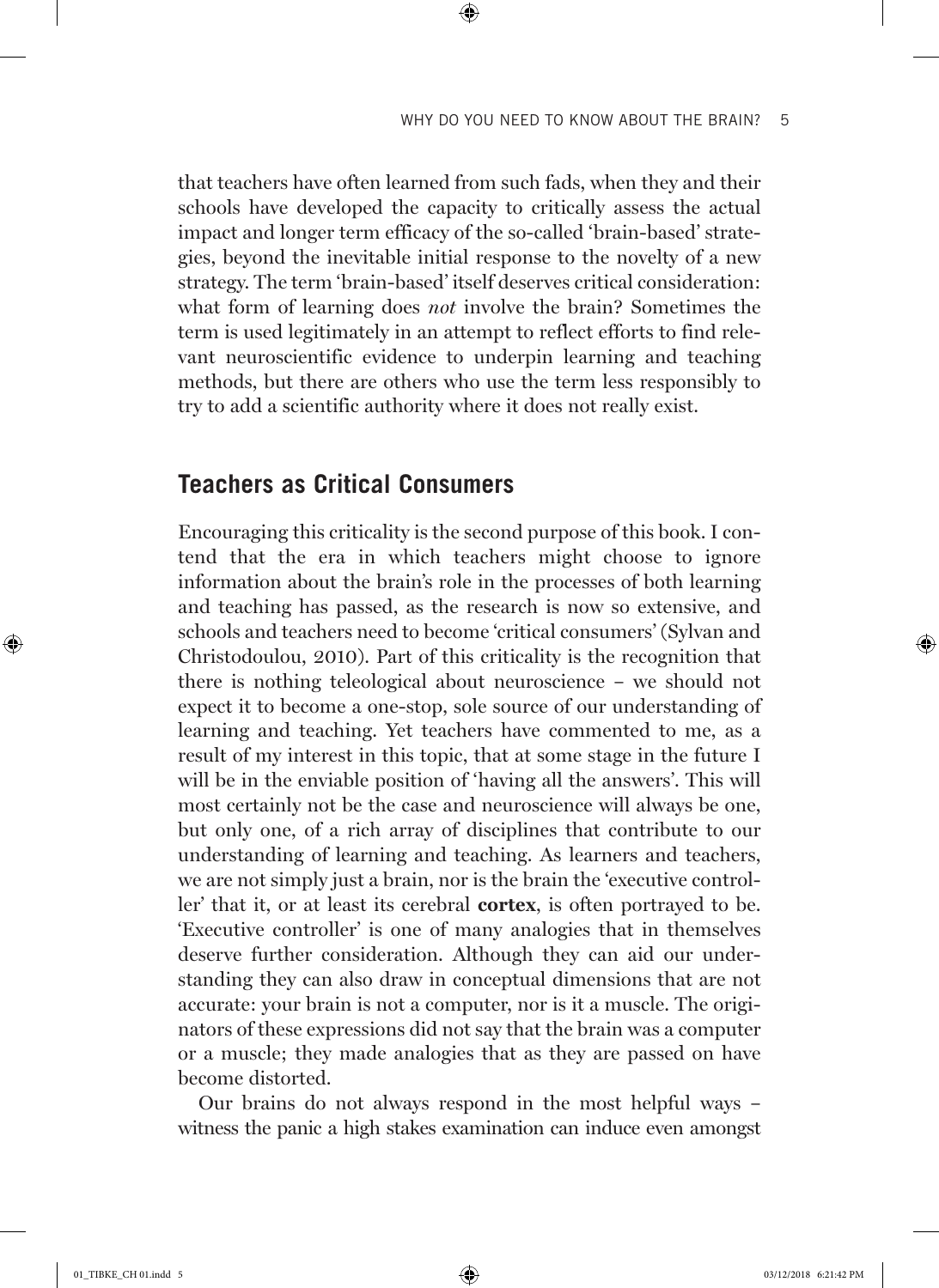that teachers have often learned from such fads, when they and their schools have developed the capacity to critically assess the actual impact and longer term efficacy of the so-called 'brain-based' strategies, beyond the inevitable initial response to the novelty of a new strategy. The term 'brain-based' itself deserves critical consideration: what form of learning does *not* involve the brain? Sometimes the term is used legitimately in an attempt to reflect efforts to find relevant neuroscientific evidence to underpin learning and teaching methods, but there are others who use the term less responsibly to try to add a scientific authority where it does not really exist.

## Teachers as Critical Consumers

Encouraging this criticality is the second purpose of this book. I contend that the era in which teachers might choose to ignore information about the brain's role in the processes of both learning and teaching has passed, as the research is now so extensive, and schools and teachers need to become 'critical consumers' (Sylvan and Christodoulou, 2010). Part of this criticality is the recognition that there is nothing teleological about neuroscience – we should not expect it to become a one-stop, sole source of our understanding of learning and teaching. Yet teachers have commented to me, as a result of my interest in this topic, that at some stage in the future I will be in the enviable position of 'having all the answers'. This will most certainly not be the case and neuroscience will always be one, but only one, of a rich array of disciplines that contribute to our understanding of learning and teaching. As learners and teachers, we are not simply just a brain, nor is the brain the 'executive controller' that it, or at least its cerebral **cortex**, is often portrayed to be. 'Executive controller' is one of many analogies that in themselves deserve further consideration. Although they can aid our understanding they can also draw in conceptual dimensions that are not accurate: your brain is not a computer, nor is it a muscle. The originators of these expressions did not say that the brain was a computer or a muscle; they made analogies that as they are passed on have become distorted.

Our brains do not always respond in the most helpful ways – witness the panic a high stakes examination can induce even amongst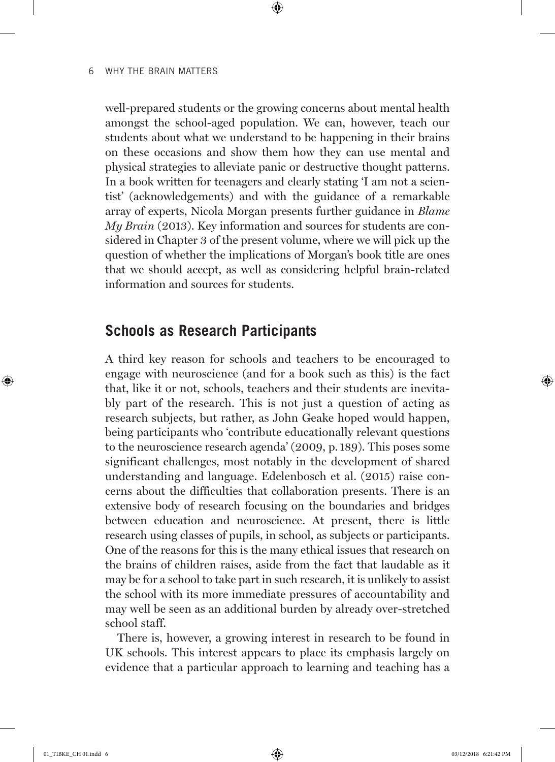well-prepared students or the growing concerns about mental health amongst the school-aged population. We can, however, teach our students about what we understand to be happening in their brains on these occasions and show them how they can use mental and physical strategies to alleviate panic or destructive thought patterns. In a book written for teenagers and clearly stating 'I am not a scientist' (acknowledgements) and with the guidance of a remarkable array of experts, Nicola Morgan presents further guidance in *Blame My Brain* (2013). Key information and sources for students are considered in Chapter 3 of the present volume, where we will pick up the question of whether the implications of Morgan's book title are ones that we should accept, as well as considering helpful brain-related information and sources for students.

## Schools as Research Participants

A third key reason for schools and teachers to be encouraged to engage with neuroscience (and for a book such as this) is the fact that, like it or not, schools, teachers and their students are inevitably part of the research. This is not just a question of acting as research subjects, but rather, as John Geake hoped would happen, being participants who 'contribute educationally relevant questions to the neuroscience research agenda' (2009, p. 189). This poses some significant challenges, most notably in the development of shared understanding and language. Edelenbosch et al. (2015) raise concerns about the difficulties that collaboration presents. There is an extensive body of research focusing on the boundaries and bridges between education and neuroscience. At present, there is little research using classes of pupils, in school, as subjects or participants. One of the reasons for this is the many ethical issues that research on the brains of children raises, aside from the fact that laudable as it may be for a school to take part in such research, it is unlikely to assist the school with its more immediate pressures of accountability and may well be seen as an additional burden by already over-stretched school staff.

There is, however, a growing interest in research to be found in UK schools. This interest appears to place its emphasis largely on evidence that a particular approach to learning and teaching has a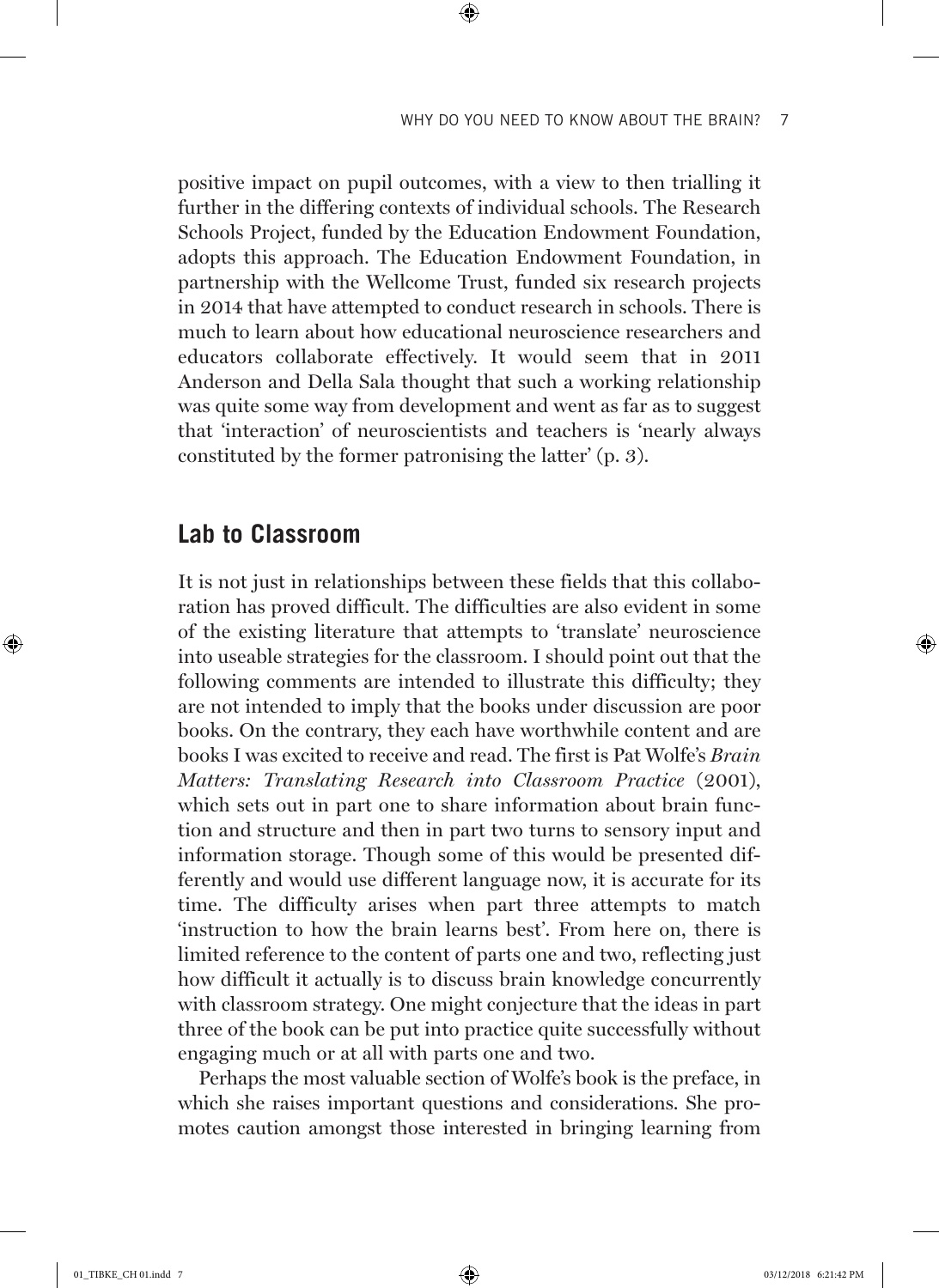positive impact on pupil outcomes, with a view to then trialling it further in the differing contexts of individual schools. The Research Schools Project, funded by the Education Endowment Foundation, adopts this approach. The Education Endowment Foundation, in partnership with the Wellcome Trust, funded six research projects in 2014 that have attempted to conduct research in schools. There is much to learn about how educational neuroscience researchers and educators collaborate effectively. It would seem that in 2011 Anderson and Della Sala thought that such a working relationship was quite some way from development and went as far as to suggest that 'interaction' of neuroscientists and teachers is 'nearly always constituted by the former patronising the latter' (p. 3).

## Lab to Classroom

It is not just in relationships between these fields that this collaboration has proved difficult. The difficulties are also evident in some of the existing literature that attempts to 'translate' neuroscience into useable strategies for the classroom. I should point out that the following comments are intended to illustrate this difficulty; they are not intended to imply that the books under discussion are poor books. On the contrary, they each have worthwhile content and are books I was excited to receive and read. The first is Pat Wolfe's *Brain Matters: Translating Research into Classroom Practice* (2001), which sets out in part one to share information about brain function and structure and then in part two turns to sensory input and information storage. Though some of this would be presented differently and would use different language now, it is accurate for its time. The difficulty arises when part three attempts to match 'instruction to how the brain learns best'. From here on, there is limited reference to the content of parts one and two, reflecting just how difficult it actually is to discuss brain knowledge concurrently with classroom strategy. One might conjecture that the ideas in part three of the book can be put into practice quite successfully without engaging much or at all with parts one and two.

Perhaps the most valuable section of Wolfe's book is the preface, in which she raises important questions and considerations. She promotes caution amongst those interested in bringing learning from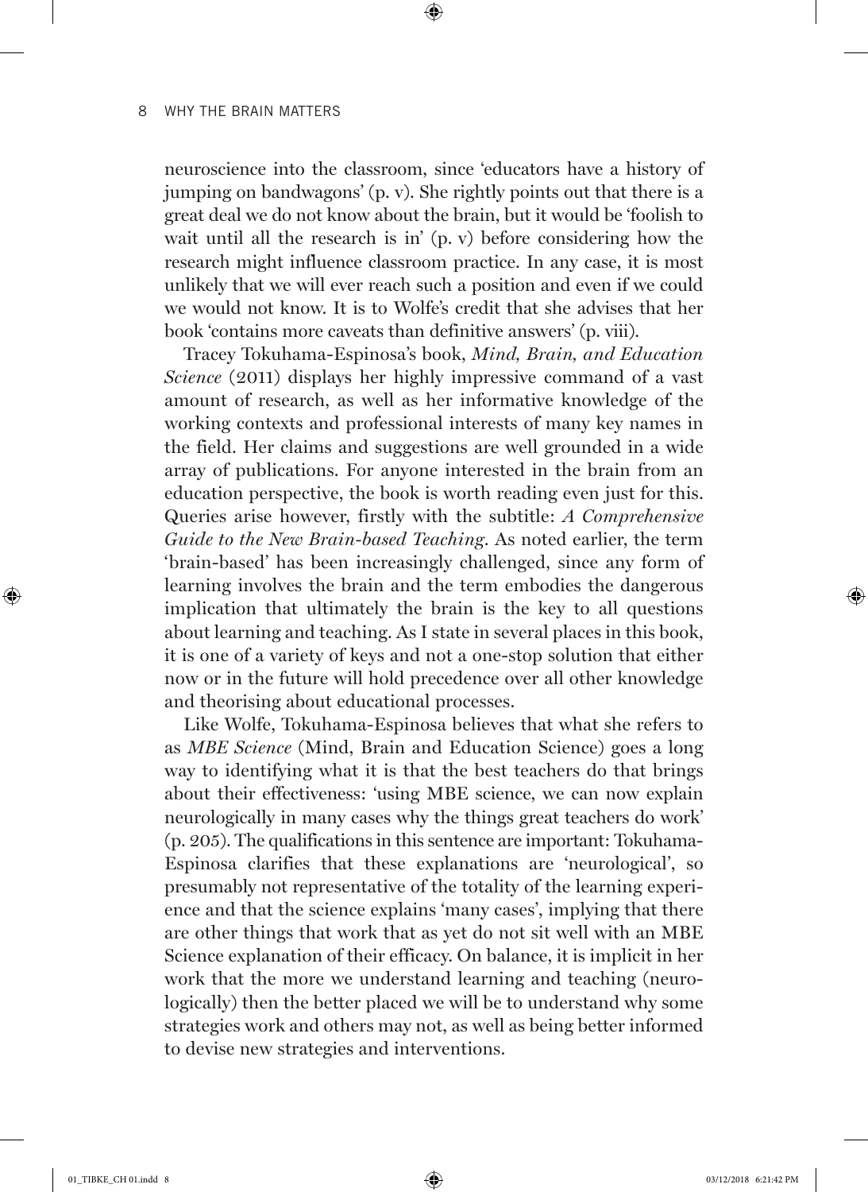neuroscience into the classroom, since 'educators have a history of jumping on bandwagons' (p. v). She rightly points out that there is a great deal we do not know about the brain, but it would be 'foolish to wait until all the research is in' (p. v) before considering how the research might influence classroom practice. In any case, it is most unlikely that we will ever reach such a position and even if we could we would not know. It is to Wolfe's credit that she advises that her book 'contains more caveats than definitive answers' (p. viii).

Tracey Tokuhama-Espinosa's book, *Mind, Brain, and Education Science* (2011) displays her highly impressive command of a vast amount of research, as well as her informative knowledge of the working contexts and professional interests of many key names in the field. Her claims and suggestions are well grounded in a wide array of publications. For anyone interested in the brain from an education perspective, the book is worth reading even just for this. Queries arise however, firstly with the subtitle: *A Comprehensive Guide to the New Brain-based Teaching*. As noted earlier, the term 'brain-based' has been increasingly challenged, since any form of learning involves the brain and the term embodies the dangerous implication that ultimately the brain is the key to all questions about learning and teaching. As I state in several places in this book, it is one of a variety of keys and not a one-stop solution that either now or in the future will hold precedence over all other knowledge and theorising about educational processes.

Like Wolfe, Tokuhama-Espinosa believes that what she refers to as *MBE Science* (Mind, Brain and Education Science) goes a long way to identifying what it is that the best teachers do that brings about their effectiveness: 'using MBE science, we can now explain neurologically in many cases why the things great teachers do work' (p. 205). The qualifications in this sentence are important: Tokuhama-Espinosa clarifies that these explanations are 'neurological', so presumably not representative of the totality of the learning experience and that the science explains 'many cases', implying that there are other things that work that as yet do not sit well with an MBE Science explanation of their efficacy. On balance, it is implicit in her work that the more we understand learning and teaching (neurologically) then the better placed we will be to understand why some strategies work and others may not, as well as being better informed to devise new strategies and interventions.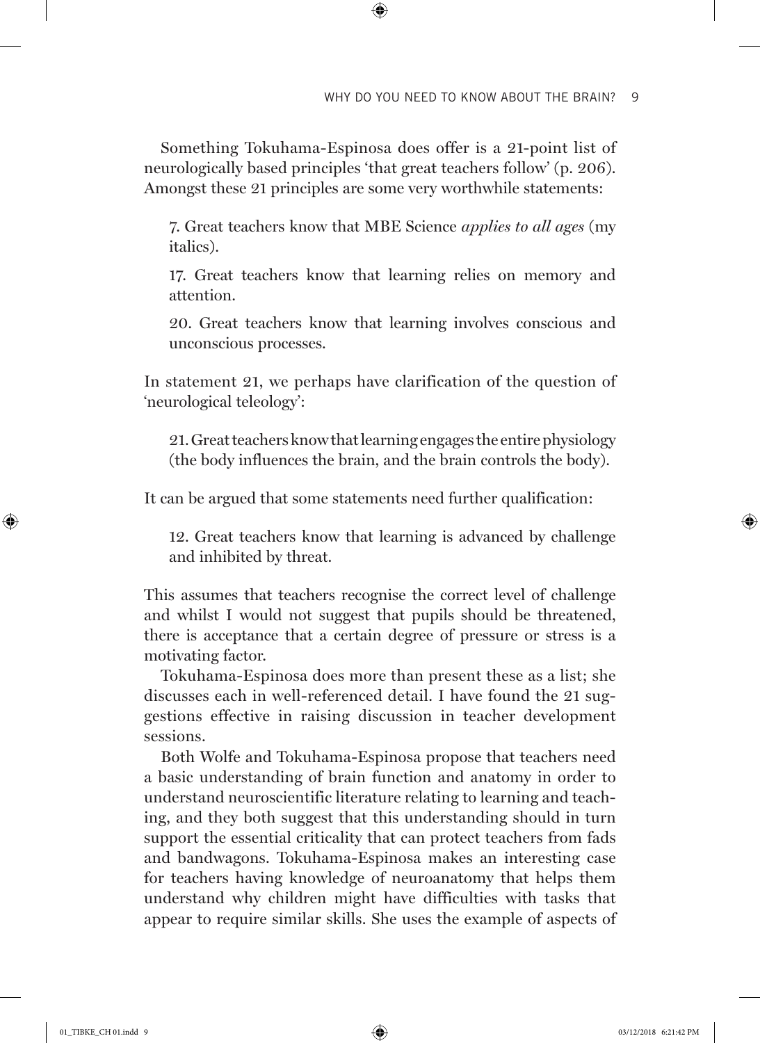Something Tokuhama-Espinosa does offer is a 21-point list of neurologically based principles 'that great teachers follow' (p. 206). Amongst these 21 principles are some very worthwhile statements:

> 7. Great teachers know that MBE Science *applies to all ages* (my italics).
>
> 17. Great teachers know that learning relies on memory and attention.
>
> 20. Great teachers know that learning involves conscious and unconscious processes.

In statement 21, we perhaps have clarification of the question of 'neurological teleology':

> 21. Great teachers know that learning engages the entire physiology (the body influences the brain, and the brain controls the body).

It can be argued that some statements need further qualification:

> 12. Great teachers know that learning is advanced by challenge and inhibited by threat.

This assumes that teachers recognise the correct level of challenge and whilst I would not suggest that pupils should be threatened, there is acceptance that a certain degree of pressure or stress is a motivating factor.

Tokuhama-Espinosa does more than present these as a list; she discusses each in well-referenced detail. I have found the 21 suggestions effective in raising discussion in teacher development sessions.

Both Wolfe and Tokuhama-Espinosa propose that teachers need a basic understanding of brain function and anatomy in order to understand neuroscientific literature relating to learning and teaching, and they both suggest that this understanding should in turn support the essential criticality that can protect teachers from fads and bandwagons. Tokuhama-Espinosa makes an interesting case for teachers having knowledge of neuroanatomy that helps them understand why children might have difficulties with tasks that appear to require similar skills. She uses the example of aspects of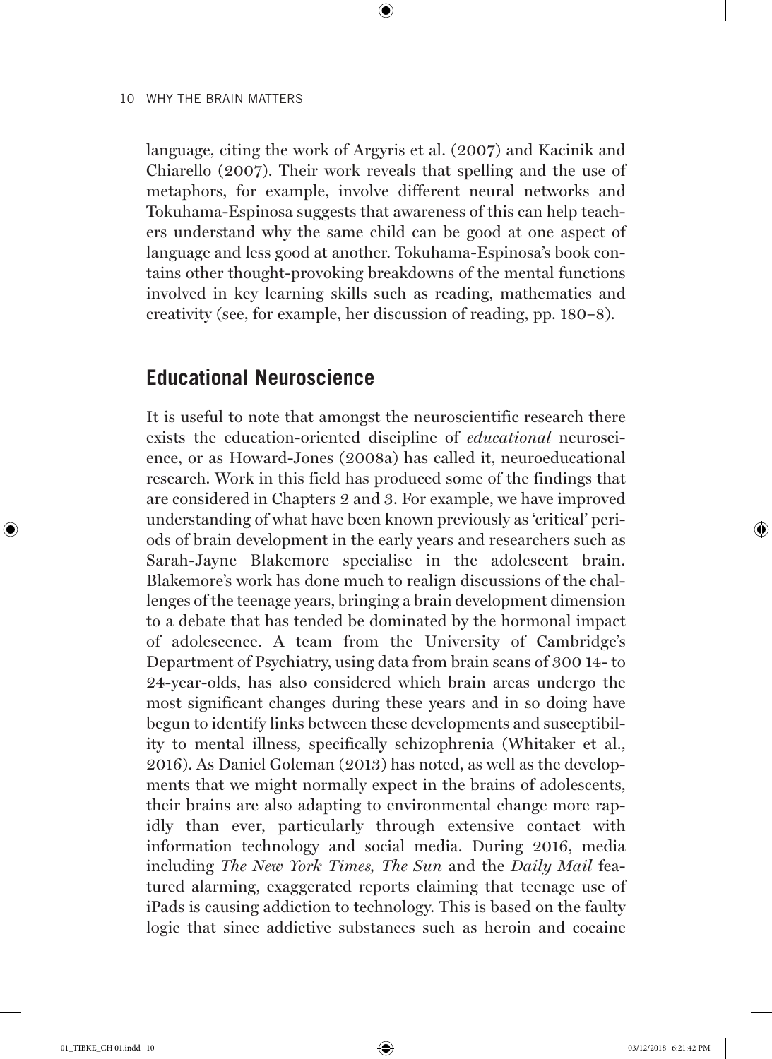language, citing the work of Argyris et al. (2007) and Kacinik and Chiarello (2007). Their work reveals that spelling and the use of metaphors, for example, involve different neural networks and Tokuhama-Espinosa suggests that awareness of this can help teachers understand why the same child can be good at one aspect of language and less good at another. Tokuhama-Espinosa's book contains other thought-provoking breakdowns of the mental functions involved in key learning skills such as reading, mathematics and creativity (see, for example, her discussion of reading, pp. 180–8).

## Educational Neuroscience

It is useful to note that amongst the neuroscientific research there exists the education-oriented discipline of *educational* neuroscience, or as Howard-Jones (2008a) has called it, neuroeducational research. Work in this field has produced some of the findings that are considered in Chapters 2 and 3. For example, we have improved understanding of what have been known previously as 'critical' periods of brain development in the early years and researchers such as Sarah-Jayne Blakemore specialise in the adolescent brain. Blakemore's work has done much to realign discussions of the challenges of the teenage years, bringing a brain development dimension to a debate that has tended be dominated by the hormonal impact of adolescence. A team from the University of Cambridge's Department of Psychiatry, using data from brain scans of 300 14- to 24-year-olds, has also considered which brain areas undergo the most significant changes during these years and in so doing have begun to identify links between these developments and susceptibility to mental illness, specifically schizophrenia (Whitaker et al., 2016). As Daniel Goleman (2013) has noted, as well as the developments that we might normally expect in the brains of adolescents, their brains are also adapting to environmental change more rapidly than ever, particularly through extensive contact with information technology and social media. During 2016, media including *The New York Times, The Sun* and the *Daily Mail* featured alarming, exaggerated reports claiming that teenage use of iPads is causing addiction to technology. This is based on the faulty logic that since addictive substances such as heroin and cocaine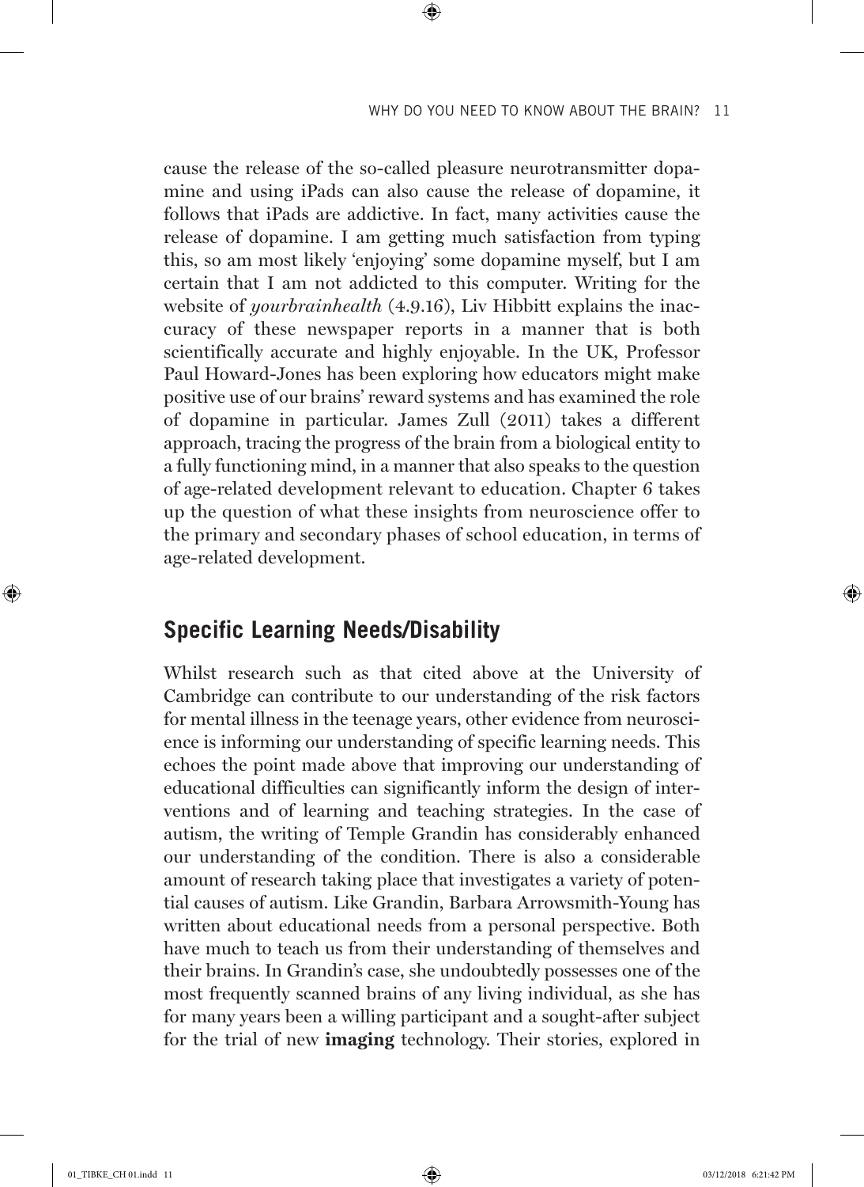cause the release of the so-called pleasure neurotransmitter dopamine and using iPads can also cause the release of dopamine, it follows that iPads are addictive. In fact, many activities cause the release of dopamine. I am getting much satisfaction from typing this, so am most likely 'enjoying' some dopamine myself, but I am certain that I am not addicted to this computer. Writing for the website of *yourbrainhealth* (4.9.16), Liv Hibbitt explains the inaccuracy of these newspaper reports in a manner that is both scientifically accurate and highly enjoyable. In the UK, Professor Paul Howard-Jones has been exploring how educators might make positive use of our brains' reward systems and has examined the role of dopamine in particular. James Zull (2011) takes a different approach, tracing the progress of the brain from a biological entity to a fully functioning mind, in a manner that also speaks to the question of age-related development relevant to education. Chapter 6 takes up the question of what these insights from neuroscience offer to the primary and secondary phases of school education, in terms of age-related development.

## Specific Learning Needs/Disability

Whilst research such as that cited above at the University of Cambridge can contribute to our understanding of the risk factors for mental illness in the teenage years, other evidence from neuroscience is informing our understanding of specific learning needs. This echoes the point made above that improving our understanding of educational difficulties can significantly inform the design of interventions and of learning and teaching strategies. In the case of autism, the writing of Temple Grandin has considerably enhanced our understanding of the condition. There is also a considerable amount of research taking place that investigates a variety of potential causes of autism. Like Grandin, Barbara Arrowsmith-Young has written about educational needs from a personal perspective. Both have much to teach us from their understanding of themselves and their brains. In Grandin's case, she undoubtedly possesses one of the most frequently scanned brains of any living individual, as she has for many years been a willing participant and a sought-after subject for the trial of new **imaging** technology. Their stories, explored in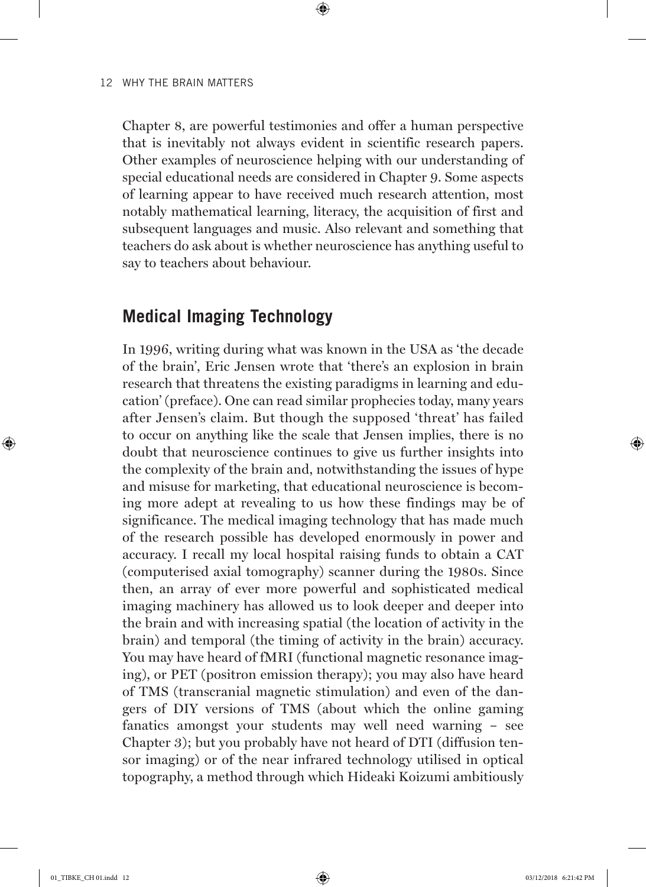Chapter 8, are powerful testimonies and offer a human perspective that is inevitably not always evident in scientific research papers. Other examples of neuroscience helping with our understanding of special educational needs are considered in Chapter 9. Some aspects of learning appear to have received much research attention, most notably mathematical learning, literacy, the acquisition of first and subsequent languages and music. Also relevant and something that teachers do ask about is whether neuroscience has anything useful to say to teachers about behaviour.

## Medical Imaging Technology

In 1996, writing during what was known in the USA as 'the decade of the brain', Eric Jensen wrote that 'there's an explosion in brain research that threatens the existing paradigms in learning and education' (preface). One can read similar prophecies today, many years after Jensen's claim. But though the supposed 'threat' has failed to occur on anything like the scale that Jensen implies, there is no doubt that neuroscience continues to give us further insights into the complexity of the brain and, notwithstanding the issues of hype and misuse for marketing, that educational neuroscience is becoming more adept at revealing to us how these findings may be of significance. The medical imaging technology that has made much of the research possible has developed enormously in power and accuracy. I recall my local hospital raising funds to obtain a CAT (computerised axial tomography) scanner during the 1980s. Since then, an array of ever more powerful and sophisticated medical imaging machinery has allowed us to look deeper and deeper into the brain and with increasing spatial (the location of activity in the brain) and temporal (the timing of activity in the brain) accuracy. You may have heard of fMRI (functional magnetic resonance imaging), or PET (positron emission therapy); you may also have heard of TMS (transcranial magnetic stimulation) and even of the dangers of DIY versions of TMS (about which the online gaming fanatics amongst your students may well need warning – see Chapter 3); but you probably have not heard of DTI (diffusion tensor imaging) or of the near infrared technology utilised in optical topography, a method through which Hideaki Koizumi ambitiously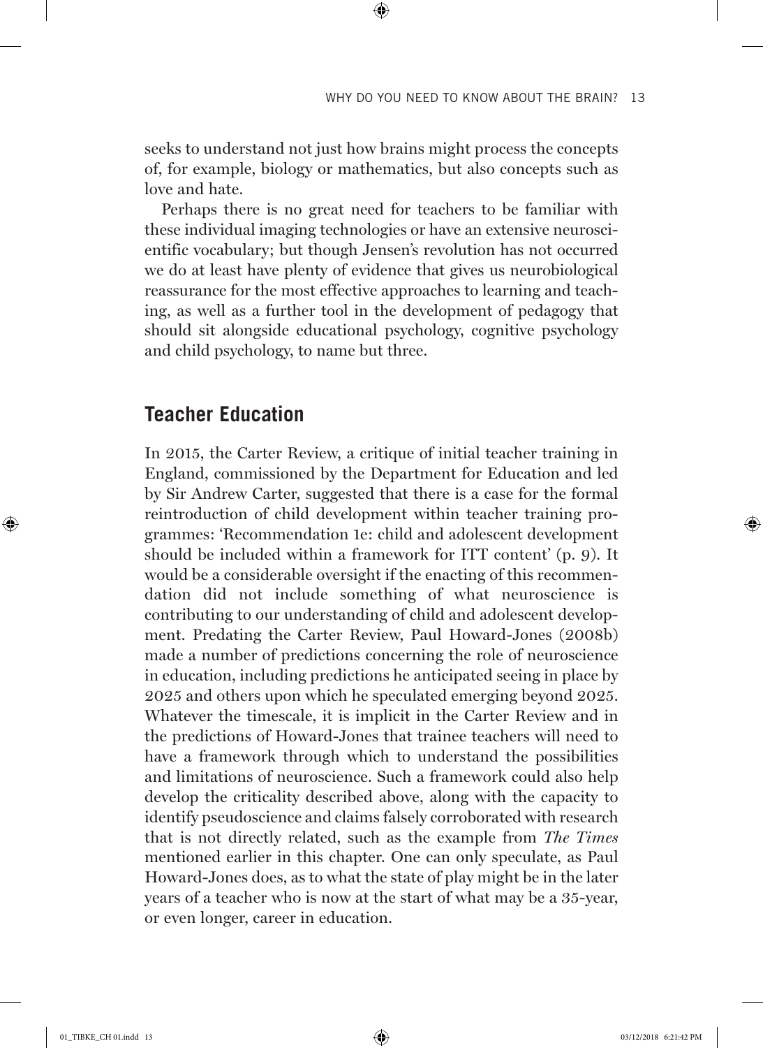seeks to understand not just how brains might process the concepts of, for example, biology or mathematics, but also concepts such as love and hate.

Perhaps there is no great need for teachers to be familiar with these individual imaging technologies or have an extensive neuroscientific vocabulary; but though Jensen's revolution has not occurred we do at least have plenty of evidence that gives us neurobiological reassurance for the most effective approaches to learning and teaching, as well as a further tool in the development of pedagogy that should sit alongside educational psychology, cognitive psychology and child psychology, to name but three.

## Teacher Education

In 2015, the Carter Review, a critique of initial teacher training in England, commissioned by the Department for Education and led by Sir Andrew Carter, suggested that there is a case for the formal reintroduction of child development within teacher training programmes: 'Recommendation 1e: child and adolescent development should be included within a framework for ITT content' (p. 9). It would be a considerable oversight if the enacting of this recommendation did not include something of what neuroscience is contributing to our understanding of child and adolescent development. Predating the Carter Review, Paul Howard-Jones (2008b) made a number of predictions concerning the role of neuroscience in education, including predictions he anticipated seeing in place by 2025 and others upon which he speculated emerging beyond 2025. Whatever the timescale, it is implicit in the Carter Review and in the predictions of Howard-Jones that trainee teachers will need to have a framework through which to understand the possibilities and limitations of neuroscience. Such a framework could also help develop the criticality described above, along with the capacity to identify pseudoscience and claims falsely corroborated with research that is not directly related, such as the example from *The Times* mentioned earlier in this chapter. One can only speculate, as Paul Howard-Jones does, as to what the state of play might be in the later years of a teacher who is now at the start of what may be a 35-year, or even longer, career in education.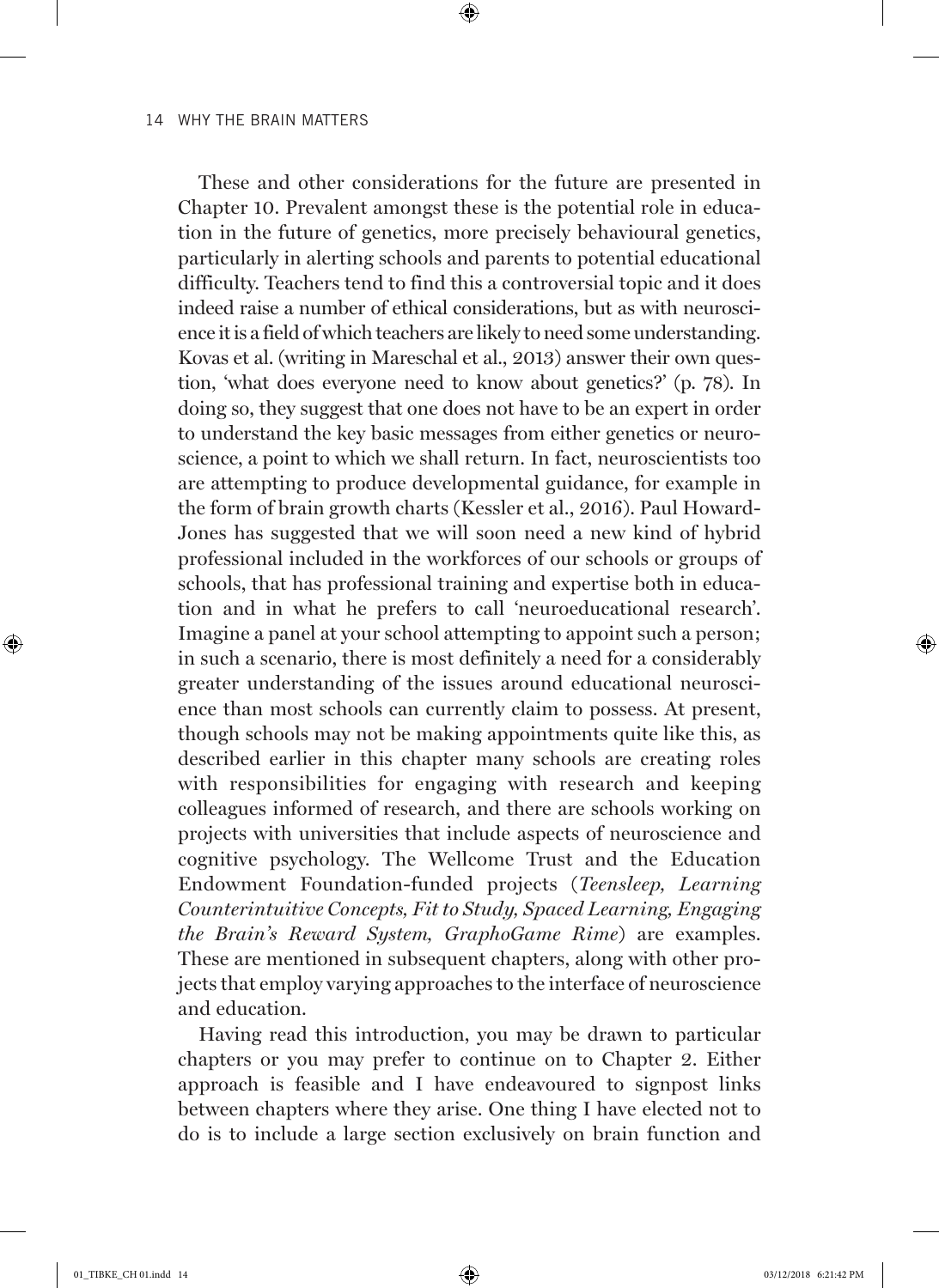These and other considerations for the future are presented in Chapter 10. Prevalent amongst these is the potential role in education in the future of genetics, more precisely behavioural genetics, particularly in alerting schools and parents to potential educational difficulty. Teachers tend to find this a controversial topic and it does indeed raise a number of ethical considerations, but as with neuroscience it is a field of which teachers are likely to need some understanding. Kovas et al. (writing in Mareschal et al., 2013) answer their own question, 'what does everyone need to know about genetics?' (p. 78). In doing so, they suggest that one does not have to be an expert in order to understand the key basic messages from either genetics or neuroscience, a point to which we shall return. In fact, neuroscientists too are attempting to produce developmental guidance, for example in the form of brain growth charts (Kessler et al., 2016). Paul Howard-Jones has suggested that we will soon need a new kind of hybrid professional included in the workforces of our schools or groups of schools, that has professional training and expertise both in education and in what he prefers to call 'neuroeducational research'. Imagine a panel at your school attempting to appoint such a person; in such a scenario, there is most definitely a need for a considerably greater understanding of the issues around educational neuroscience than most schools can currently claim to possess. At present, though schools may not be making appointments quite like this, as described earlier in this chapter many schools are creating roles with responsibilities for engaging with research and keeping colleagues informed of research, and there are schools working on projects with universities that include aspects of neuroscience and cognitive psychology. The Wellcome Trust and the Education Endowment Foundation-funded projects (*Teensleep, Learning Counterintuitive Concepts, Fit to Study, Spaced Learning, Engaging the Brain's Reward System, GraphoGame Rime*) are examples. These are mentioned in subsequent chapters, along with other projects that employ varying approaches to the interface of neuroscience and education.

Having read this introduction, you may be drawn to particular chapters or you may prefer to continue on to Chapter 2. Either approach is feasible and I have endeavoured to signpost links between chapters where they arise. One thing I have elected not to do is to include a large section exclusively on brain function and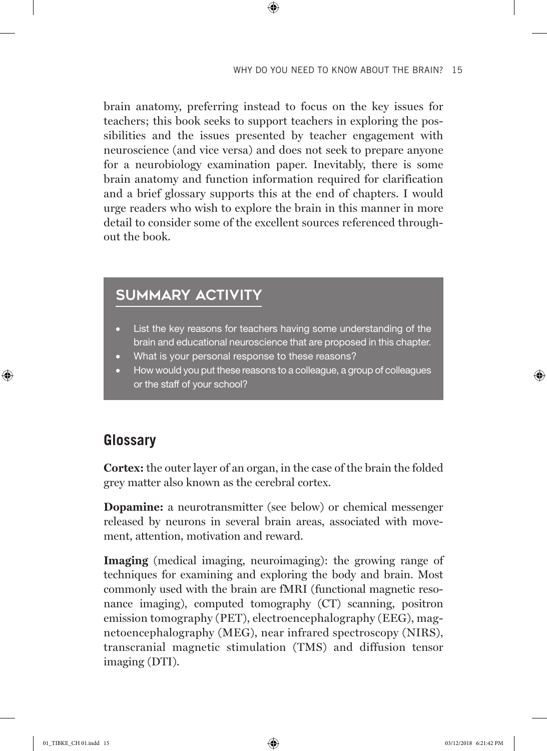brain anatomy, preferring instead to focus on the key issues for teachers; this book seeks to support teachers in exploring the possibilities and the issues presented by teacher engagement with neuroscience (and vice versa) and does not seek to prepare anyone for a neurobiology examination paper. Inevitably, there is some brain anatomy and function information required for clarification and a brief glossary supports this at the end of chapters. I would urge readers who wish to explore the brain in this manner in more detail to consider some of the excellent sources referenced throughout the book.

## SUMMARY ACTIVITY

- List the key reasons for teachers having some understanding of the brain and educational neuroscience that are proposed in this chapter.
- What is your personal response to these reasons?
- How would you put these reasons to a colleague, a group of colleagues or the staff of your school?

## Glossary

**Cortex:** the outer layer of an organ, in the case of the brain the folded grey matter also known as the cerebral cortex.

**Dopamine:** a neurotransmitter (see below) or chemical messenger released by neurons in several brain areas, associated with movement, attention, motivation and reward.

**Imaging** (medical imaging, neuroimaging): the growing range of techniques for examining and exploring the body and brain. Most commonly used with the brain are fMRI (functional magnetic resonance imaging), computed tomography (CT) scanning, positron emission tomography (PET), electroencephalography (EEG), magnetoencephalography (MEG), near infrared spectroscopy (NIRS), transcranial magnetic stimulation (TMS) and diffusion tensor imaging (DTI).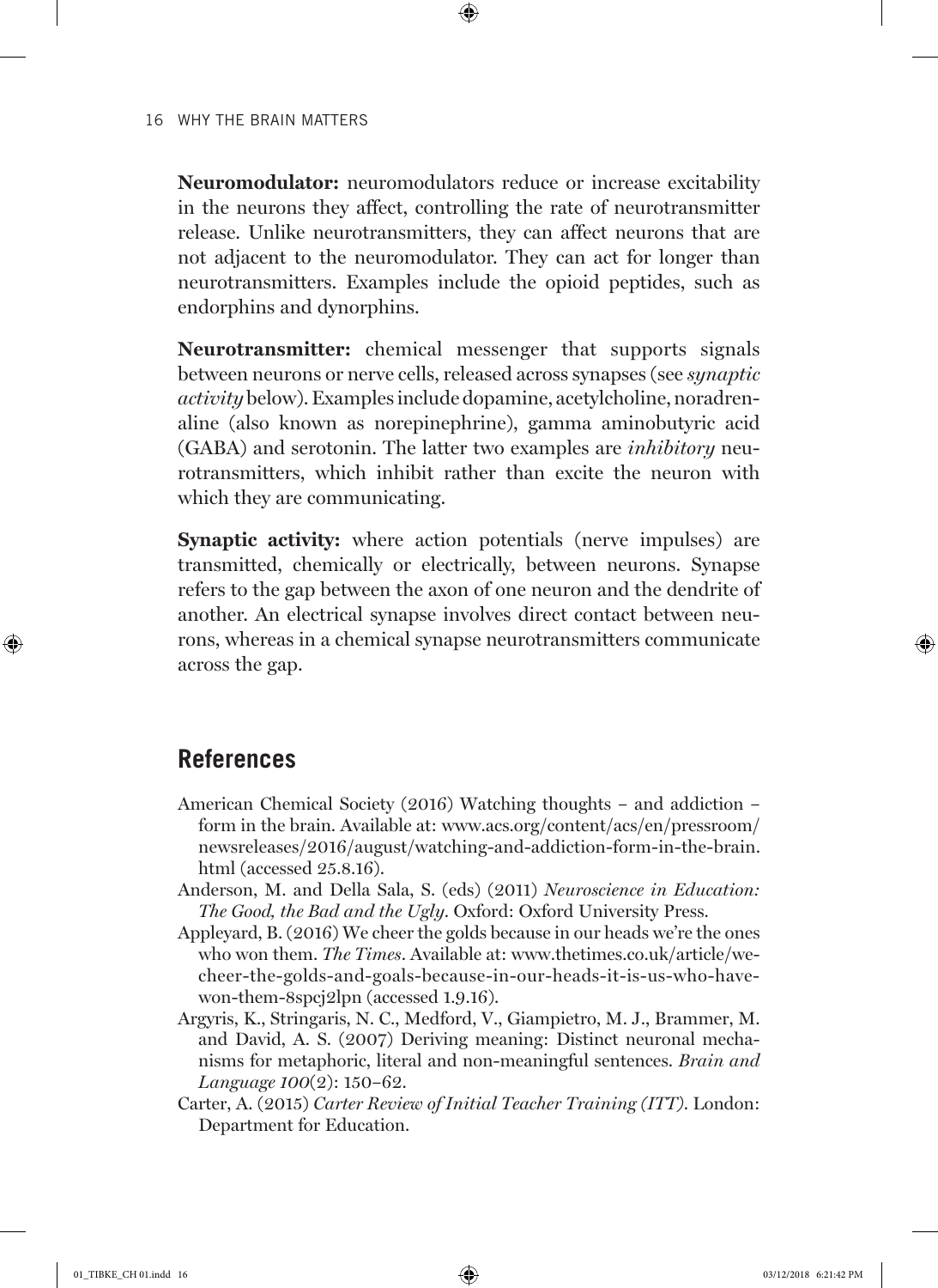**Neuromodulator:** neuromodulators reduce or increase excitability in the neurons they affect, controlling the rate of neurotransmitter release. Unlike neurotransmitters, they can affect neurons that are not adjacent to the neuromodulator. They can act for longer than neurotransmitters. Examples include the opioid peptides, such as endorphins and dynorphins.

**Neurotransmitter:** chemical messenger that supports signals between neurons or nerve cells, released across synapses (see *synaptic activity* below). Examples include dopamine, acetylcholine, noradrenaline (also known as norepinephrine), gamma aminobutyric acid (GABA) and serotonin. The latter two examples are *inhibitory* neurotransmitters, which inhibit rather than excite the neuron with which they are communicating.

**Synaptic activity:** where action potentials (nerve impulses) are transmitted, chemically or electrically, between neurons. Synapse refers to the gap between the axon of one neuron and the dendrite of another. An electrical synapse involves direct contact between neurons, whereas in a chemical synapse neurotransmitters communicate across the gap.

## References

American Chemical Society (2016) Watching thoughts – and addiction – form in the brain. Available at: www.acs.org/content/acs/en/pressroom/newsreleases/2016/august/watching-and-addiction-form-in-the-brain.html (accessed 25.8.16).

Anderson, M. and Della Sala, S. (eds) (2011) *Neuroscience in Education: The Good, the Bad and the Ugly*. Oxford: Oxford University Press.

Appleyard, B. (2016) We cheer the golds because in our heads we're the ones who won them. *The Times*. Available at: www.thetimes.co.uk/article/we-cheer-the-golds-and-goals-because-in-our-heads-it-is-us-who-have-won-them-8spcj2lpn (accessed 1.9.16).

Argyris, K., Stringaris, N. C., Medford, V., Giampietro, M. J., Brammer, M. and David, A. S. (2007) Deriving meaning: Distinct neuronal mechanisms for metaphoric, literal and non-meaningful sentences. *Brain and Language 100*(2): 150–62.

Carter, A. (2015) *Carter Review of Initial Teacher Training (ITT)*. London: Department for Education.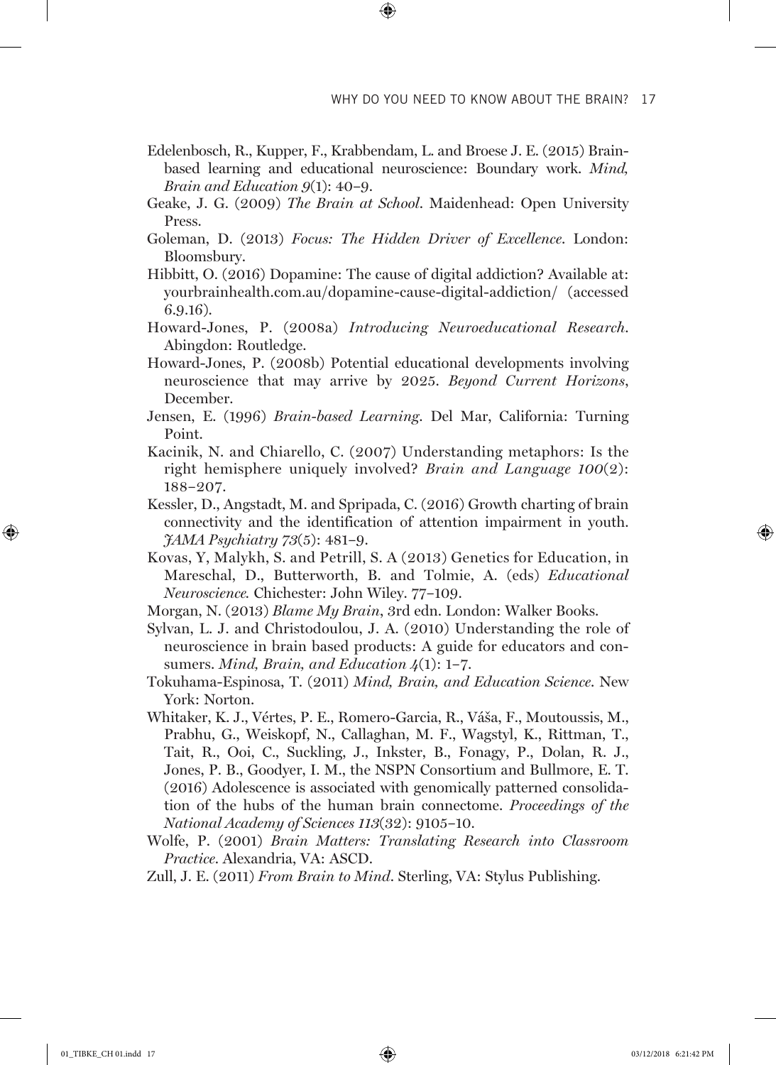Edelenbosch, R., Kupper, F., Krabbendam, L. and Broese J. E. (2015) Brain-based learning and educational neuroscience: Boundary work. *Mind, Brain and Education 9*(1): 40–9.

Geake, J. G. (2009) *The Brain at School*. Maidenhead: Open University Press.

Goleman, D. (2013) *Focus: The Hidden Driver of Excellence*. London: Bloomsbury.

Hibbitt, O. (2016) Dopamine: The cause of digital addiction? Available at: yourbrainhealth.com.au/dopamine-cause-digital-addiction/ (accessed 6.9.16).

Howard-Jones, P. (2008a) *Introducing Neuroeducational Research*. Abingdon: Routledge.

Howard-Jones, P. (2008b) Potential educational developments involving neuroscience that may arrive by 2025. *Beyond Current Horizons*, December.

Jensen, E. (1996) *Brain-based Learning*. Del Mar, California: Turning Point.

Kacinik, N. and Chiarello, C. (2007) Understanding metaphors: Is the right hemisphere uniquely involved? *Brain and Language 100*(2): 188–207.

Kessler, D., Angstadt, M. and Spripada, C. (2016) Growth charting of brain connectivity and the identification of attention impairment in youth. *JAMA Psychiatry 73*(5): 481–9.

Kovas, Y, Malykh, S. and Petrill, S. A (2013) Genetics for Education, in Mareschal, D., Butterworth, B. and Tolmie, A. (eds) *Educational Neuroscience.* Chichester: John Wiley. 77–109.

Morgan, N. (2013) *Blame My Brain*, 3rd edn. London: Walker Books.

Sylvan, L. J. and Christodoulou, J. A. (2010) Understanding the role of neuroscience in brain based products: A guide for educators and consumers. *Mind, Brain, and Education 4*(1): 1–7.

Tokuhama-Espinosa, T. (2011) *Mind, Brain, and Education Science*. New York: Norton.

Whitaker, K. J., Vértes, P. E., Romero-Garcia, R., Váša, F., Moutoussis, M., Prabhu, G., Weiskopf, N., Callaghan, M. F., Wagstyl, K., Rittman, T., Tait, R., Ooi, C., Suckling, J., Inkster, B., Fonagy, P., Dolan, R. J., Jones, P. B., Goodyer, I. M., the NSPN Consortium and Bullmore, E. T. (2016) Adolescence is associated with genomically patterned consolidation of the hubs of the human brain connectome. *Proceedings of the National Academy of Sciences 113*(32): 9105–10.

Wolfe, P. (2001) *Brain Matters: Translating Research into Classroom Practice*. Alexandria, VA: ASCD.

Zull, J. E. (2011) *From Brain to Mind*. Sterling, VA: Stylus Publishing.